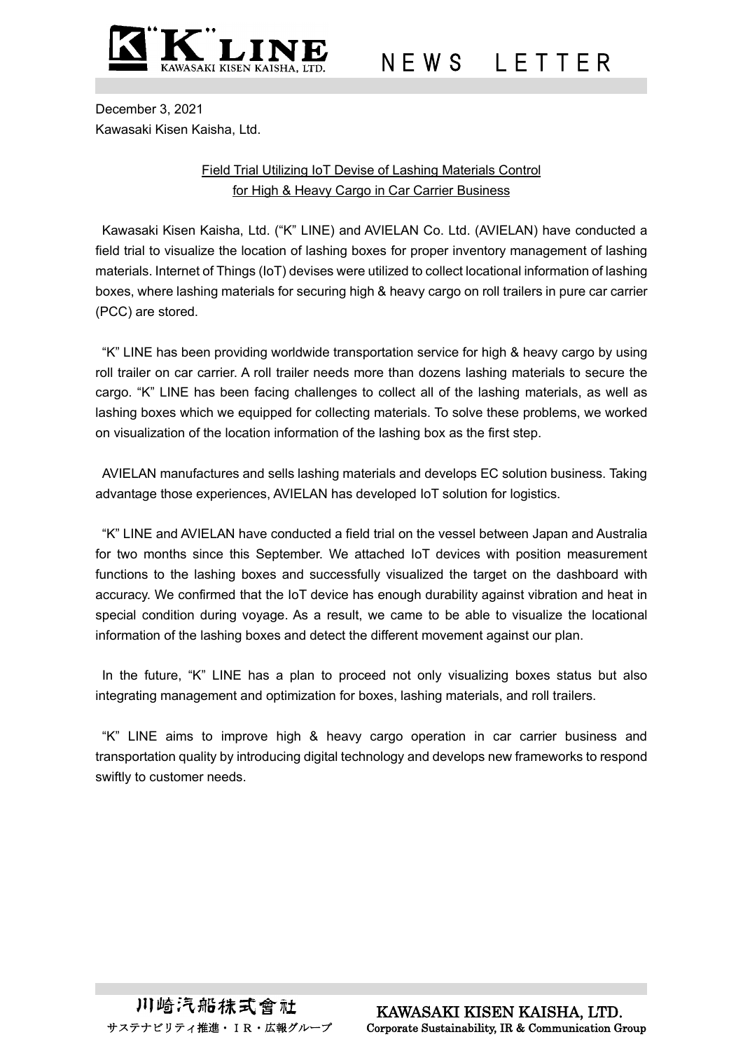# NEWS LETTER

December 3, 2021
Kawasaki Kisen Kaisha, Ltd.

## Field Trial Utilizing IoT Devise of Lashing Materials Control for High & Heavy Cargo in Car Carrier Business

Kawasaki Kisen Kaisha, Ltd. ("K" LINE) and AVIELAN Co. Ltd. (AVIELAN) have conducted a field trial to visualize the location of lashing boxes for proper inventory management of lashing materials. Internet of Things (IoT) devises were utilized to collect locational information of lashing boxes, where lashing materials for securing high & heavy cargo on roll trailers in pure car carrier (PCC) are stored.

"K" LINE has been providing worldwide transportation service for high & heavy cargo by using roll trailer on car carrier. A roll trailer needs more than dozens lashing materials to secure the cargo. "K" LINE has been facing challenges to collect all of the lashing materials, as well as lashing boxes which we equipped for collecting materials. To solve these problems, we worked on visualization of the location information of the lashing box as the first step.

AVIELAN manufactures and sells lashing materials and develops EC solution business. Taking advantage those experiences, AVIELAN has developed IoT solution for logistics.

"K" LINE and AVIELAN have conducted a field trial on the vessel between Japan and Australia for two months since this September. We attached IoT devices with position measurement functions to the lashing boxes and successfully visualized the target on the dashboard with accuracy. We confirmed that the IoT device has enough durability against vibration and heat in special condition during voyage. As a result, we came to be able to visualize the locational information of the lashing boxes and detect the different movement against our plan.

In the future, "K" LINE has a plan to proceed not only visualizing boxes status but also integrating management and optimization for boxes, lashing materials, and roll trailers.

"K" LINE aims to improve high & heavy cargo operation in car carrier business and transportation quality by introducing digital technology and develops new frameworks to respond swiftly to customer needs.

川崎汽船株式會社
サステナビリティ推進・ＩＲ・広報グループ

KAWASAKI KISEN KAISHA, LTD.
Corporate Sustainability, IR & Communication Group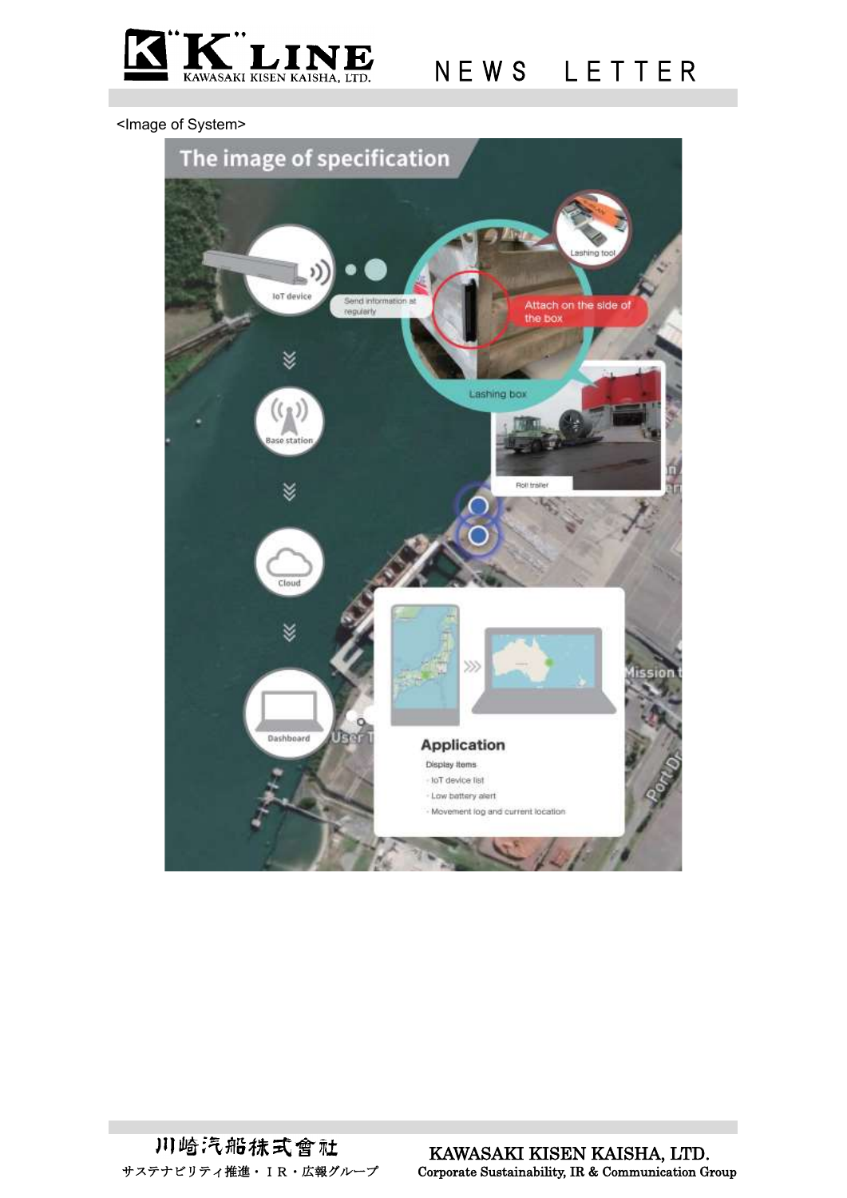<Image of System>

The image of specification

IoT device

Send information at regularly

Lashing tool

Attach on the side of the box

Lashing box

Base station

Roll trailer

Cloud

Dashboard

Application

Display items

- IoT device list
- Low battery alert
- Movement log and current location